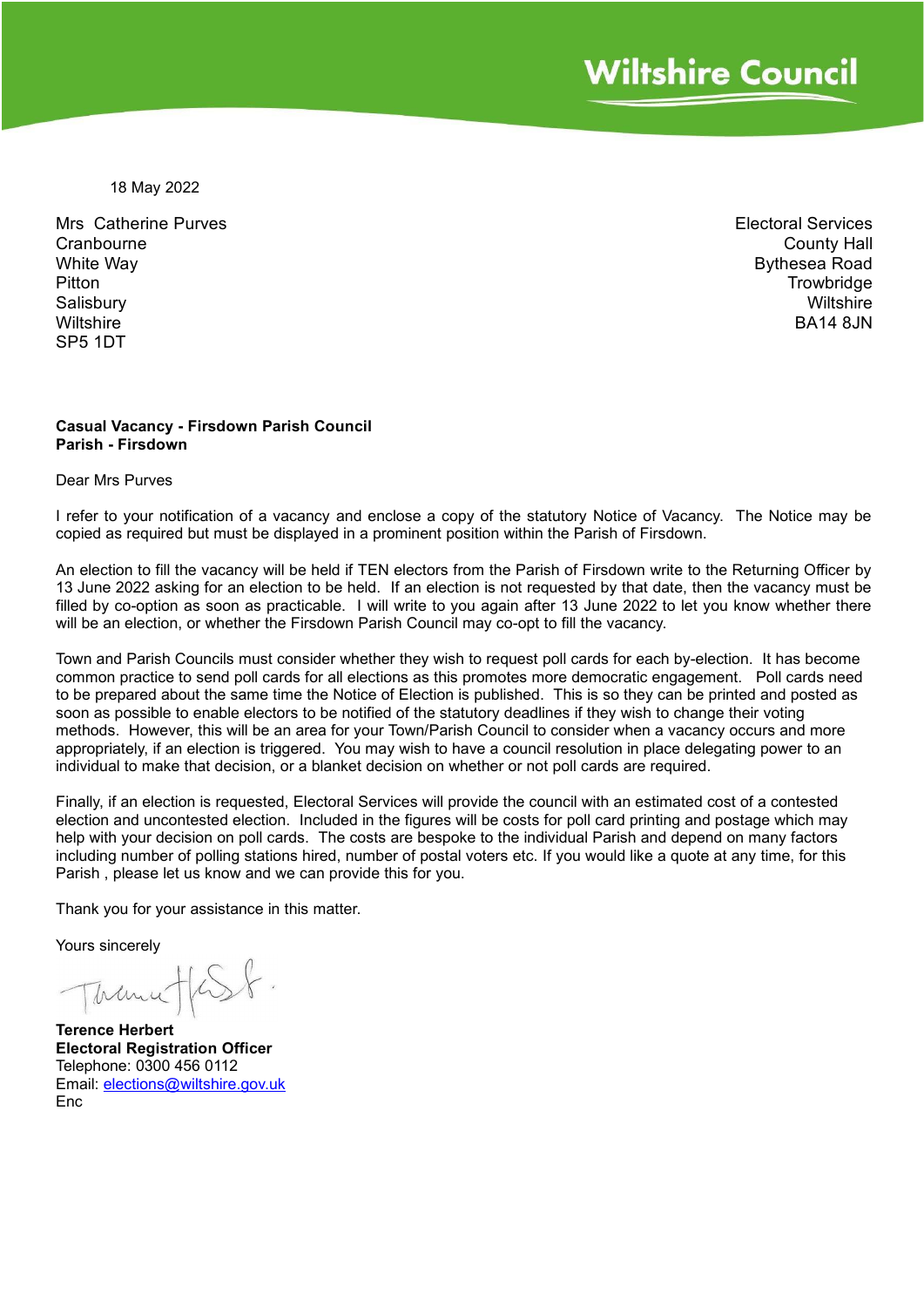**Wiltshire Council**

18 May 2022

Mrs Catherine Purves
Cranbourne
White Way
Pitton
Salisbury
Wiltshire
SP5 1DT

Electoral Services
County Hall
Bythesea Road
Trowbridge
Wiltshire
BA14 8JN

**Casual Vacancy - Firsdown Parish Council**
**Parish - Firsdown**

Dear Mrs Purves

I refer to your notification of a vacancy and enclose a copy of the statutory Notice of Vacancy. The Notice may be copied as required but must be displayed in a prominent position within the Parish of Firsdown.

An election to fill the vacancy will be held if TEN electors from the Parish of Firsdown write to the Returning Officer by 13 June 2022 asking for an election to be held. If an election is not requested by that date, then the vacancy must be filled by co-option as soon as practicable. I will write to you again after 13 June 2022 to let you know whether there will be an election, or whether the Firsdown Parish Council may co-opt to fill the vacancy.

Town and Parish Councils must consider whether they wish to request poll cards for each by-election. It has become common practice to send poll cards for all elections as this promotes more democratic engagement. Poll cards need to be prepared about the same time the Notice of Election is published. This is so they can be printed and posted as soon as possible to enable electors to be notified of the statutory deadlines if they wish to change their voting methods. However, this will be an area for your Town/Parish Council to consider when a vacancy occurs and more appropriately, if an election is triggered. You may wish to have a council resolution in place delegating power to an individual to make that decision, or a blanket decision on whether or not poll cards are required.

Finally, if an election is requested, Electoral Services will provide the council with an estimated cost of a contested election and uncontested election. Included in the figures will be costs for poll card printing and postage which may help with your decision on poll cards. The costs are bespoke to the individual Parish and depend on many factors including number of polling stations hired, number of postal voters etc. If you would like a quote at any time, for this Parish , please let us know and we can provide this for you.

Thank you for your assistance in this matter.

Yours sincerely

**Terence Herbert**
**Electoral Registration Officer**
Telephone: 0300 456 0112
Email: elections@wiltshire.gov.uk
Enc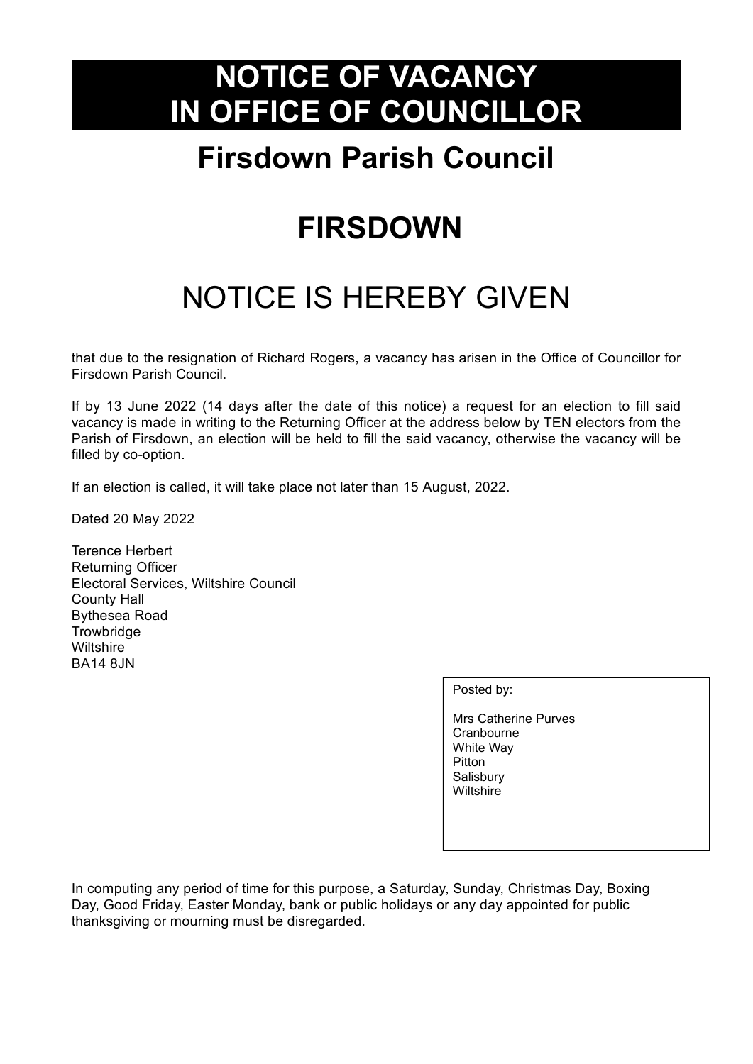# NOTICE OF VACANCY IN OFFICE OF COUNCILLOR

## Firsdown Parish Council

## FIRSDOWN

## NOTICE IS HEREBY GIVEN

that due to the resignation of Richard Rogers, a vacancy has arisen in the Office of Councillor for Firsdown Parish Council.

If by 13 June 2022 (14 days after the date of this notice) a request for an election to fill said vacancy is made in writing to the Returning Officer at the address below by TEN electors from the Parish of Firsdown, an election will be held to fill the said vacancy, otherwise the vacancy will be filled by co-option.

If an election is called, it will take place not later than 15 August, 2022.

Dated 20 May 2022

Terence Herbert
Returning Officer
Electoral Services, Wiltshire Council
County Hall
Bythesea Road
Trowbridge
Wiltshire
BA14 8JN

Posted by:

Mrs Catherine Purves
Cranbourne
White Way
Pitton
Salisbury
Wiltshire

In computing any period of time for this purpose, a Saturday, Sunday, Christmas Day, Boxing Day, Good Friday, Easter Monday, bank or public holidays or any day appointed for public thanksgiving or mourning must be disregarded.